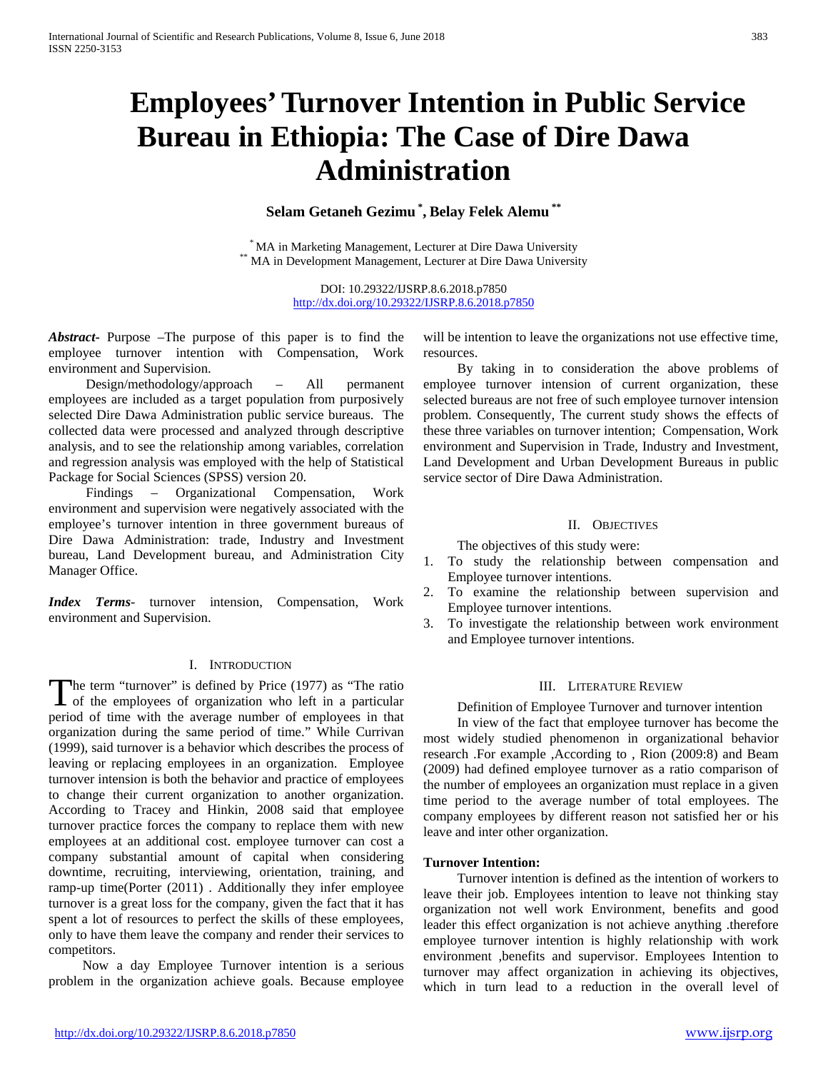# Employees' Turnover Intention in Public Service Bureau in Ethiopia: The Case of Dire Dawa Administration

**Selam Getaneh Gezimu [*], Belay Felek Alemu [**]**

[*] MA in Marketing Management, Lecturer at Dire Dawa University
[**] MA in Development Management, Lecturer at Dire Dawa University

DOI: 10.29322/IJSRP.8.6.2018.p7850
http://dx.doi.org/10.29322/IJSRP.8.6.2018.p7850

***Abstract***- Purpose –The purpose of this paper is to find the employee turnover intention with Compensation, Work environment and Supervision.

Design/methodology/approach – All permanent employees are included as a target population from purposively selected Dire Dawa Administration public service bureaus. The collected data were processed and analyzed through descriptive analysis, and to see the relationship among variables, correlation and regression analysis was employed with the help of Statistical Package for Social Sciences (SPSS) version 20.

Findings – Organizational Compensation, Work environment and supervision were negatively associated with the employee's turnover intention in three government bureaus of Dire Dawa Administration: trade, Industry and Investment bureau, Land Development bureau, and Administration City Manager Office.

***Index Terms***- turnover intension, Compensation, Work environment and Supervision.

## I. Introduction

The term "turnover" is defined by Price (1977) as "The ratio of the employees of organization who left in a particular period of time with the average number of employees in that organization during the same period of time." While Currivan (1999), said turnover is a behavior which describes the process of leaving or replacing employees in an organization. Employee turnover intension is both the behavior and practice of employees to change their current organization to another organization. According to Tracey and Hinkin, 2008 said that employee turnover practice forces the company to replace them with new employees at an additional cost. employee turnover can cost a company substantial amount of capital when considering downtime, recruiting, interviewing, orientation, training, and ramp-up time(Porter (2011) . Additionally they infer employee turnover is a great loss for the company, given the fact that it has spent a lot of resources to perfect the skills of these employees, only to have them leave the company and render their services to competitors.

Now a day Employee Turnover intention is a serious problem in the organization achieve goals. Because employee will be intention to leave the organizations not use effective time, resources.

By taking in to consideration the above problems of employee turnover intension of current organization, these selected bureaus are not free of such employee turnover intension problem. Consequently, The current study shows the effects of these three variables on turnover intention; Compensation, Work environment and Supervision in Trade, Industry and Investment, Land Development and Urban Development Bureaus in public service sector of Dire Dawa Administration.

## II. Objectives

The objectives of this study were:

1. To study the relationship between compensation and Employee turnover intentions.
2. To examine the relationship between supervision and Employee turnover intentions.
3. To investigate the relationship between work environment and Employee turnover intentions.

## III. Literature Review

Definition of Employee Turnover and turnover intention

In view of the fact that employee turnover has become the most widely studied phenomenon in organizational behavior research .For example ,According to , Rion (2009:8) and Beam (2009) had defined employee turnover as a ratio comparison of the number of employees an organization must replace in a given time period to the average number of total employees. The company employees by different reason not satisfied her or his leave and inter other organization.

**Turnover Intention:**

Turnover intention is defined as the intention of workers to leave their job. Employees intention to leave not thinking stay organization not well work Environment, benefits and good leader this effect organization is not achieve anything .therefore employee turnover intention is highly relationship with work environment ,benefits and supervisor. Employees Intention to turnover may affect organization in achieving its objectives, which in turn lead to a reduction in the overall level of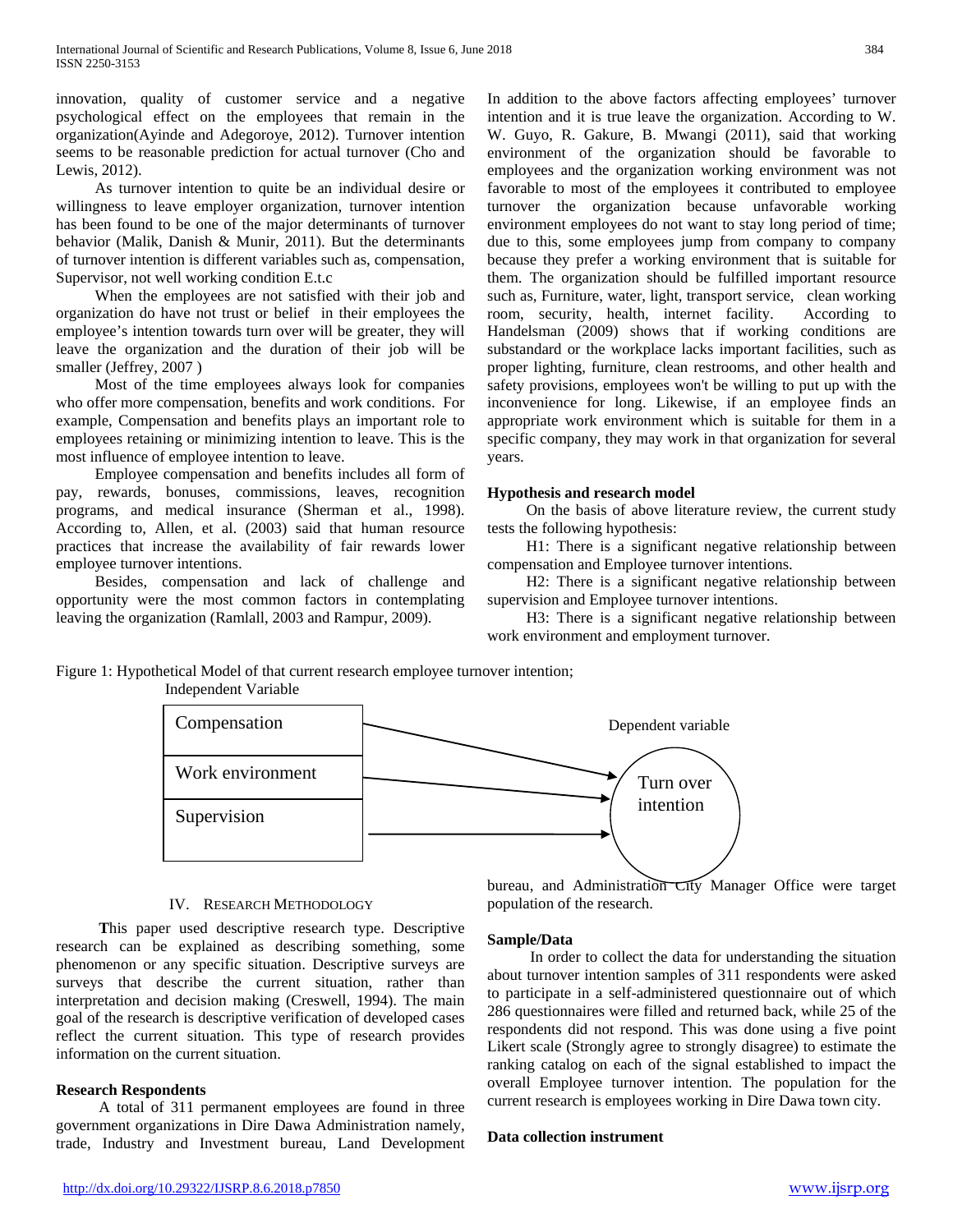innovation, quality of customer service and a negative psychological effect on the employees that remain in the organization(Ayinde and Adegoroye, 2012). Turnover intention seems to be reasonable prediction for actual turnover (Cho and Lewis, 2012).

As turnover intention to quite be an individual desire or willingness to leave employer organization, turnover intention has been found to be one of the major determinants of turnover behavior (Malik, Danish & Munir, 2011). But the determinants of turnover intention is different variables such as, compensation, Supervisor, not well working condition E.t.c

When the employees are not satisfied with their job and organization do have not trust or belief in their employees the employee's intention towards turn over will be greater, they will leave the organization and the duration of their job will be smaller (Jeffrey, 2007 )

Most of the time employees always look for companies who offer more compensation, benefits and work conditions. For example, Compensation and benefits plays an important role to employees retaining or minimizing intention to leave. This is the most influence of employee intention to leave.

Employee compensation and benefits includes all form of pay, rewards, bonuses, commissions, leaves, recognition programs, and medical insurance (Sherman et al., 1998). According to, Allen, et al. (2003) said that human resource practices that increase the availability of fair rewards lower employee turnover intentions.

Besides, compensation and lack of challenge and opportunity were the most common factors in contemplating leaving the organization (Ramlall, 2003 and Rampur, 2009).

In addition to the above factors affecting employees' turnover intention and it is true leave the organization. According to W. W. Guyo, R. Gakure, B. Mwangi (2011), said that working environment of the organization should be favorable to employees and the organization working environment was not favorable to most of the employees it contributed to employee turnover the organization because unfavorable working environment employees do not want to stay long period of time; due to this, some employees jump from company to company because they prefer a working environment that is suitable for them. The organization should be fulfilled important resource such as, Furniture, water, light, transport service, clean working room, security, health, internet facility. According to Handelsman (2009) shows that if working conditions are substandard or the workplace lacks important facilities, such as proper lighting, furniture, clean restrooms, and other health and safety provisions, employees won't be willing to put up with the inconvenience for long. Likewise, if an employee finds an appropriate work environment which is suitable for them in a specific company, they may work in that organization for several years.

**Hypothesis and research model**

On the basis of above literature review, the current study tests the following hypothesis:

H1: There is a significant negative relationship between compensation and Employee turnover intentions.

H2: There is a significant negative relationship between supervision and Employee turnover intentions.

H3: There is a significant negative relationship between work environment and employment turnover.

Figure 1: Hypothetical Model of that current research employee turnover intention;

Independent Variable: Compensation, Work environment, Supervision → Dependent variable: Turn over intention

## IV. Research Methodology

This paper used descriptive research type. Descriptive research can be explained as describing something, some phenomenon or any specific situation. Descriptive surveys are surveys that describe the current situation, rather than interpretation and decision making (Creswell, 1994). The main goal of the research is descriptive verification of developed cases reflect the current situation. This type of research provides information on the current situation.

**Research Respondents**

A total of 311 permanent employees are found in three government organizations in Dire Dawa Administration namely, trade, Industry and Investment bureau, Land Development bureau, and Administration City Manager Office were target population of the research.

**Sample/Data**

In order to collect the data for understanding the situation about turnover intention samples of 311 respondents were asked to participate in a self-administered questionnaire out of which 286 questionnaires were filled and returned back, while 25 of the respondents did not respond. This was done using a five point Likert scale (Strongly agree to strongly disagree) to estimate the ranking catalog on each of the signal established to impact the overall Employee turnover intention. The population for the current research is employees working in Dire Dawa town city.

**Data collection instrument**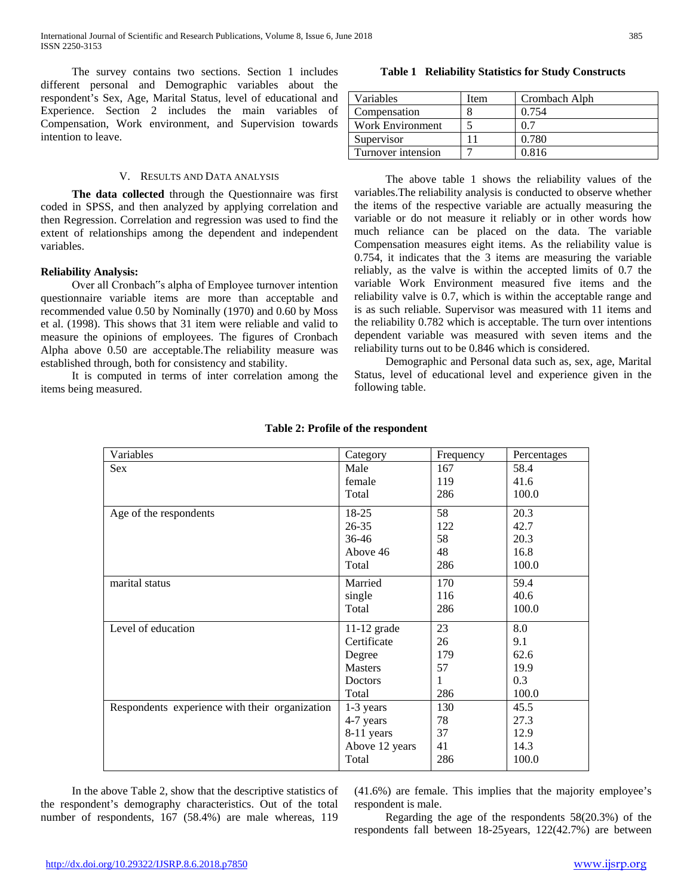The survey contains two sections. Section 1 includes different personal and Demographic variables about the respondent's Sex, Age, Marital Status, level of educational and Experience. Section 2 includes the main variables of Compensation, Work environment, and Supervision towards intention to leave.

## V. Results and Data analysis

**The data collected** through the Questionnaire was first coded in SPSS, and then analyzed by applying correlation and then Regression. Correlation and regression was used to find the extent of relationships among the dependent and independent variables.

**Reliability Analysis:**

Over all Cronbach"s alpha of Employee turnover intention questionnaire variable items are more than acceptable and recommended value 0.50 by Nominally (1970) and 0.60 by Moss et al. (1998). This shows that 31 item were reliable and valid to measure the opinions of employees. The figures of Cronbach Alpha above 0.50 are acceptable.The reliability measure was established through, both for consistency and stability.

It is computed in terms of inter correlation among the items being measured.

**Table 1 Reliability Statistics for Study Constructs**

| Variables | Item | Crombach Alph |
|---|---|---|
| Compensation | 8 | 0.754 |
| Work Environment | 5 | 0.7 |
| Supervisor | 11 | 0.780 |
| Turnover intension | 7 | 0.816 |

The above table 1 shows the reliability values of the variables.The reliability analysis is conducted to observe whether the items of the respective variable are actually measuring the variable or do not measure it reliably or in other words how much reliance can be placed on the data. The variable Compensation measures eight items. As the reliability value is 0.754, it indicates that the 3 items are measuring the variable reliably, as the valve is within the accepted limits of 0.7 the variable Work Environment measured five items and the reliability valve is 0.7, which is within the acceptable range and is as such reliable. Supervisor was measured with 11 items and the reliability 0.782 which is acceptable. The turn over intentions dependent variable was measured with seven items and the reliability turns out to be 0.846 which is considered.

Demographic and Personal data such as, sex, age, Marital Status, level of educational level and experience given in the following table.

**Table 2: Profile of the respondent**

| Variables | Category | Frequency | Percentages |
|---|---|---|---|
| Sex | Male | 167 | 58.4 |
| | female | 119 | 41.6 |
| | Total | 286 | 100.0 |
| Age of the respondents | 18-25 | 58 | 20.3 |
| | 26-35 | 122 | 42.7 |
| | 36-46 | 58 | 20.3 |
| | Above 46 | 48 | 16.8 |
| | Total | 286 | 100.0 |
| marital status | Married | 170 | 59.4 |
| | single | 116 | 40.6 |
| | Total | 286 | 100.0 |
| Level of education | 11-12 grade | 23 | 8.0 |
| | Certificate | 26 | 9.1 |
| | Degree | 179 | 62.6 |
| | Masters | 57 | 19.9 |
| | Doctors | 1 | 0.3 |
| | Total | 286 | 100.0 |
| Respondents experience with their organization | 1-3 years | 130 | 45.5 |
| | 4-7 years | 78 | 27.3 |
| | 8-11 years | 37 | 12.9 |
| | Above 12 years | 41 | 14.3 |
| | Total | 286 | 100.0 |

In the above Table 2, show that the descriptive statistics of the respondent's demography characteristics. Out of the total number of respondents, 167 (58.4%) are male whereas, 119 (41.6%) are female. This implies that the majority employee's respondent is male.

Regarding the age of the respondents 58(20.3%) of the respondents fall between 18-25years, 122(42.7%) are between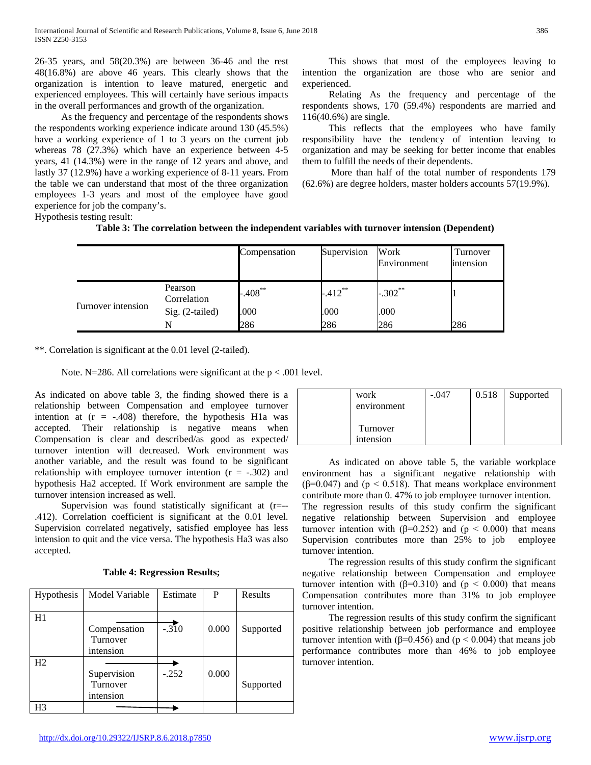26-35 years, and 58(20.3%) are between 36-46 and the rest 48(16.8%) are above 46 years. This clearly shows that the organization is intention to leave matured, energetic and experienced employees. This will certainly have serious impacts in the overall performances and growth of the organization.

As the frequency and percentage of the respondents shows the respondents working experience indicate around 130 (45.5%) have a working experience of 1 to 3 years on the current job whereas 78 (27.3%) which have an experience between 4-5 years, 41 (14.3%) were in the range of 12 years and above, and lastly 37 (12.9%) have a working experience of 8-11 years. From the table we can understand that most of the three organization employees 1-3 years and most of the employee have good experience for job the company's.

This shows that most of the employees leaving to intention the organization are those who are senior and experienced.

Relating As the frequency and percentage of the respondents shows, 170 (59.4%) respondents are married and 116(40.6%) are single.

This reflects that the employees who have family responsibility have the tendency of intention leaving to organization and may be seeking for better income that enables them to fulfill the needs of their dependents.

More than half of the total number of respondents 179 (62.6%) are degree holders, master holders accounts 57(19.9%).

Hypothesis testing result:

**Table 3: The correlation between the independent variables with turnover intension (Dependent)**

| | | Compensation | Supervision | Work Environment | Turnover intension |
|---|---|---|---|---|---|
| Turnover intension | Pearson Correlation | -.408** | -.412** | -.302** | 1 |
| | Sig. (2-tailed) | .000 | .000 | .000 | |
| | N | 286 | 286 | 286 | 286 |

**. Correlation is significant at the 0.01 level (2-tailed).

Note. N=286. All correlations were significant at the p < .001 level.

As indicated on above table 3, the finding showed there is a relationship between Compensation and employee turnover intention at (r = -.408) therefore, the hypothesis H1a was accepted. Their relationship is negative means when Compensation is clear and described/as good as expected/ turnover intention will decreased. Work environment was another variable, and the result was found to be significant relationship with employee turnover intention (r = -.302) and hypothesis Ha2 accepted. If Work environment are sample the turnover intension increased as well.

Supervision was found statistically significant at (r=--.412). Correlation coefficient is significant at the 0.01 level. Supervision correlated negatively, satisfied employee has less intension to quit and the vice versa. The hypothesis Ha3 was also accepted.

**Table 4: Regression Results;**

| Hypothesis | Model Variable | Estimate | P | Results |
|---|---|---|---|---|
| H1 | Compensation → Turnover intension | -.310 | 0.000 | Supported |
| H2 | Supervision → Turnover intension | -.252 | 0.000 | Supported |
| H3 | work environment → Turnover intension | -.047 | 0.518 | Supported |

As indicated on above table 5, the variable workplace environment has a significant negative relationship with (β=0.047) and (p < 0.518). That means workplace environment contribute more than 0. 47% to job employee turnover intention.

The regression results of this study confirm the significant negative relationship between Supervision and employee turnover intention with (β=0.252) and (p < 0.000) that means Supervision contributes more than 25% to job employee turnover intention.

The regression results of this study confirm the significant negative relationship between Compensation and employee turnover intention with (β=0.310) and (p < 0.000) that means Compensation contributes more than 31% to job employee turnover intention.

The regression results of this study confirm the significant positive relationship between job performance and employee turnover intention with (β=0.456) and (p < 0.004) that means job performance contributes more than 46% to job employee turnover intention.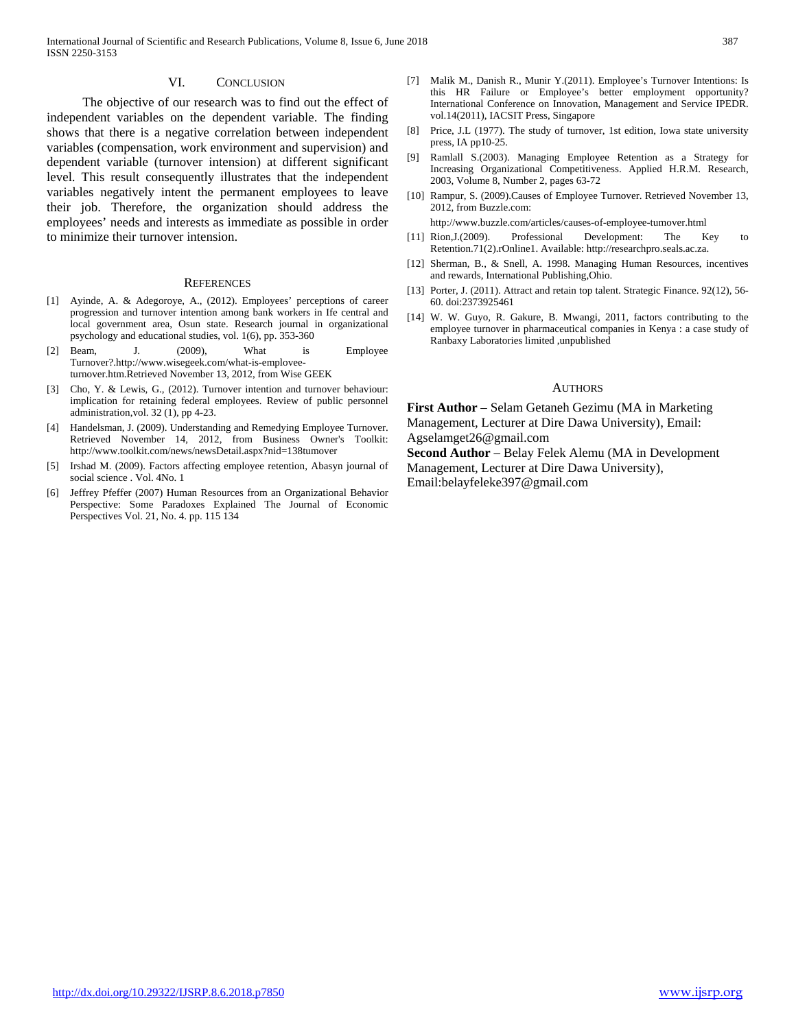## VI. Conclusion

The objective of our research was to find out the effect of independent variables on the dependent variable. The finding shows that there is a negative correlation between independent variables (compensation, work environment and supervision) and dependent variable (turnover intension) at different significant level. This result consequently illustrates that the independent variables negatively intent the permanent employees to leave their job. Therefore, the organization should address the employees' needs and interests as immediate as possible in order to minimize their turnover intension.

## References

[1] Ayinde, A. & Adegoroye, A., (2012). Employees' perceptions of career progression and turnover intention among bank workers in Ife central and local government area, Osun state. Research journal in organizational psychology and educational studies, vol. 1(6), pp. 353-360

[2] Beam, J. (2009), What is Employee Turnover?.http://www.wisegeek.com/what-is-employee-turnover.htm.Retrieved November 13, 2012, from Wise GEEK

[3] Cho, Y. & Lewis, G., (2012). Turnover intention and turnover behaviour: implication for retaining federal employees. Review of public personnel administration,vol. 32 (1), pp 4-23.

[4] Handelsman, J. (2009). Understanding and Remedying Employee Turnover. Retrieved November 14, 2012, from Business Owner's Toolkit: http://www.toolkit.com/news/newsDetail.aspx?nid=138tumover

[5] Irshad M. (2009). Factors affecting employee retention, Abasyn journal of social science . Vol. 4No. 1

[6] Jeffrey Pfeffer (2007) Human Resources from an Organizational Behavior Perspective: Some Paradoxes Explained The Journal of Economic Perspectives Vol. 21, No. 4. pp. 115 134

[7] Malik M., Danish R., Munir Y.(2011). Employee's Turnover Intentions: Is this HR Failure or Employee's better employment opportunity? International Conference on Innovation, Management and Service IPEDR. vol.14(2011), IACSIT Press, Singapore

[8] Price, J.L (1977). The study of turnover, 1st edition, Iowa state university press, IA pp10-25.

[9] Ramlall S.(2003). Managing Employee Retention as a Strategy for Increasing Organizational Competitiveness. Applied H.R.M. Research, 2003, Volume 8, Number 2, pages 63-72

[10] Rampur, S. (2009).Causes of Employee Turnover. Retrieved November 13, 2012, from Buzzle.com:
http://www.buzzle.com/articles/causes-of-employee-tumover.html

[11] Rion,J.(2009). Professional Development: The Key to Retention.71(2).rOnline1. Available: http://researchpro.seals.ac.za.

[12] Sherman, B., & Snell, A. 1998. Managing Human Resources, incentives and rewards, International Publishing,Ohio.

[13] Porter, J. (2011). Attract and retain top talent. Strategic Finance. 92(12), 56-60. doi:2373925461

[14] W. W. Guyo, R. Gakure, B. Mwangi, 2011, factors contributing to the employee turnover in pharmaceutical companies in Kenya : a case study of Ranbaxy Laboratories limited ,unpublished

## Authors

**First Author** – Selam Getaneh Gezimu (MA in Marketing Management, Lecturer at Dire Dawa University), Email: Agselamget26@gmail.com

**Second Author** – Belay Felek Alemu (MA in Development Management, Lecturer at Dire Dawa University), Email:belayfeleke397@gmail.com